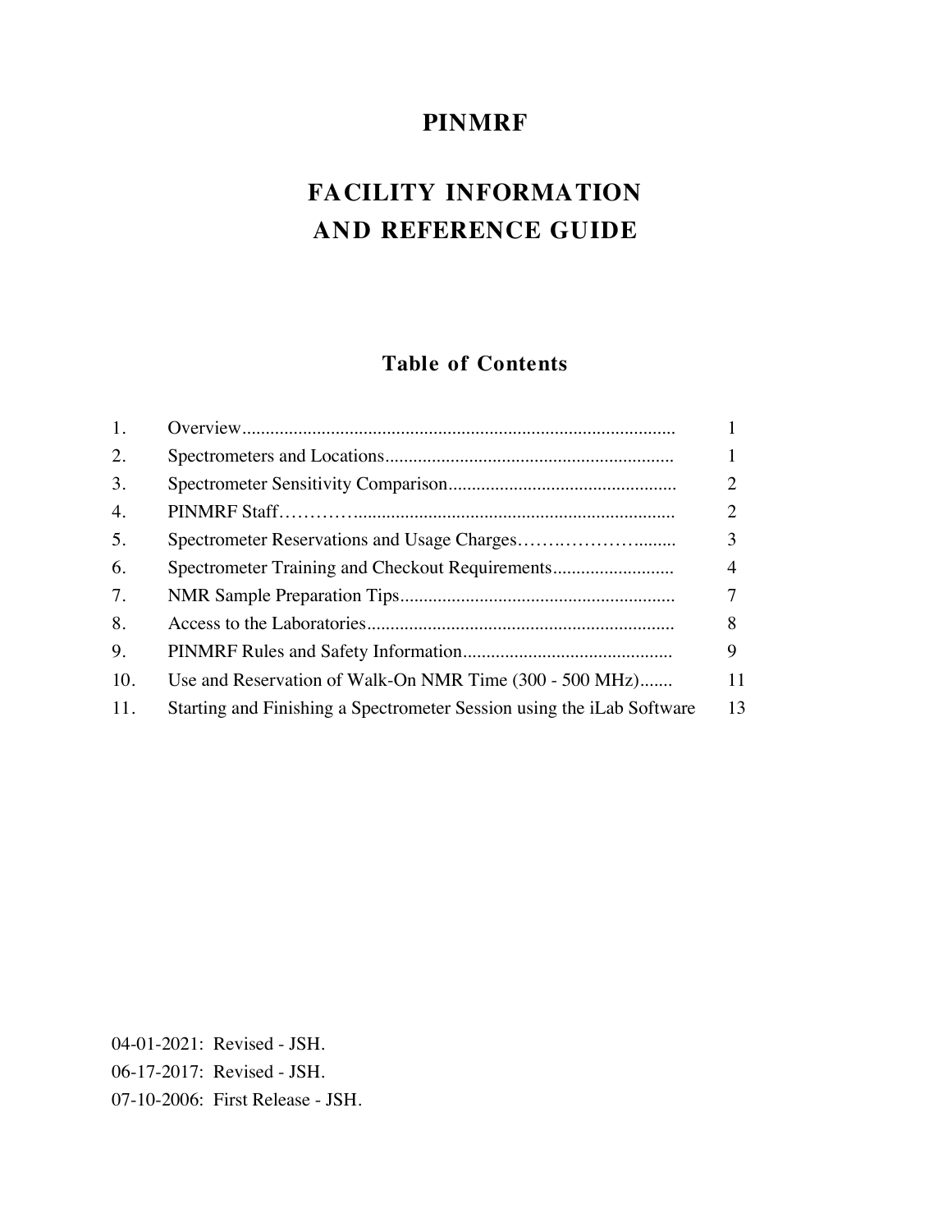# PINMRF

# FACILITY INFORMATION AND REFERENCE GUIDE

## Table of Contents

| | | |
|---|---|---|
| 1. | Overview | 1 |
| 2. | Spectrometers and Locations | 1 |
| 3. | Spectrometer Sensitivity Comparison | 2 |
| 4. | PINMRF Staff | 2 |
| 5. | Spectrometer Reservations and Usage Charges | 3 |
| 6. | Spectrometer Training and Checkout Requirements | 4 |
| 7. | NMR Sample Preparation Tips | 7 |
| 8. | Access to the Laboratories | 8 |
| 9. | PINMRF Rules and Safety Information | 9 |
| 10. | Use and Reservation of Walk-On NMR Time (300 - 500 MHz) | 11 |
| 11. | Starting and Finishing a Spectrometer Session using the iLab Software | 13 |

04-01-2021: Revised - JSH.

06-17-2017: Revised - JSH.

07-10-2006: First Release - JSH.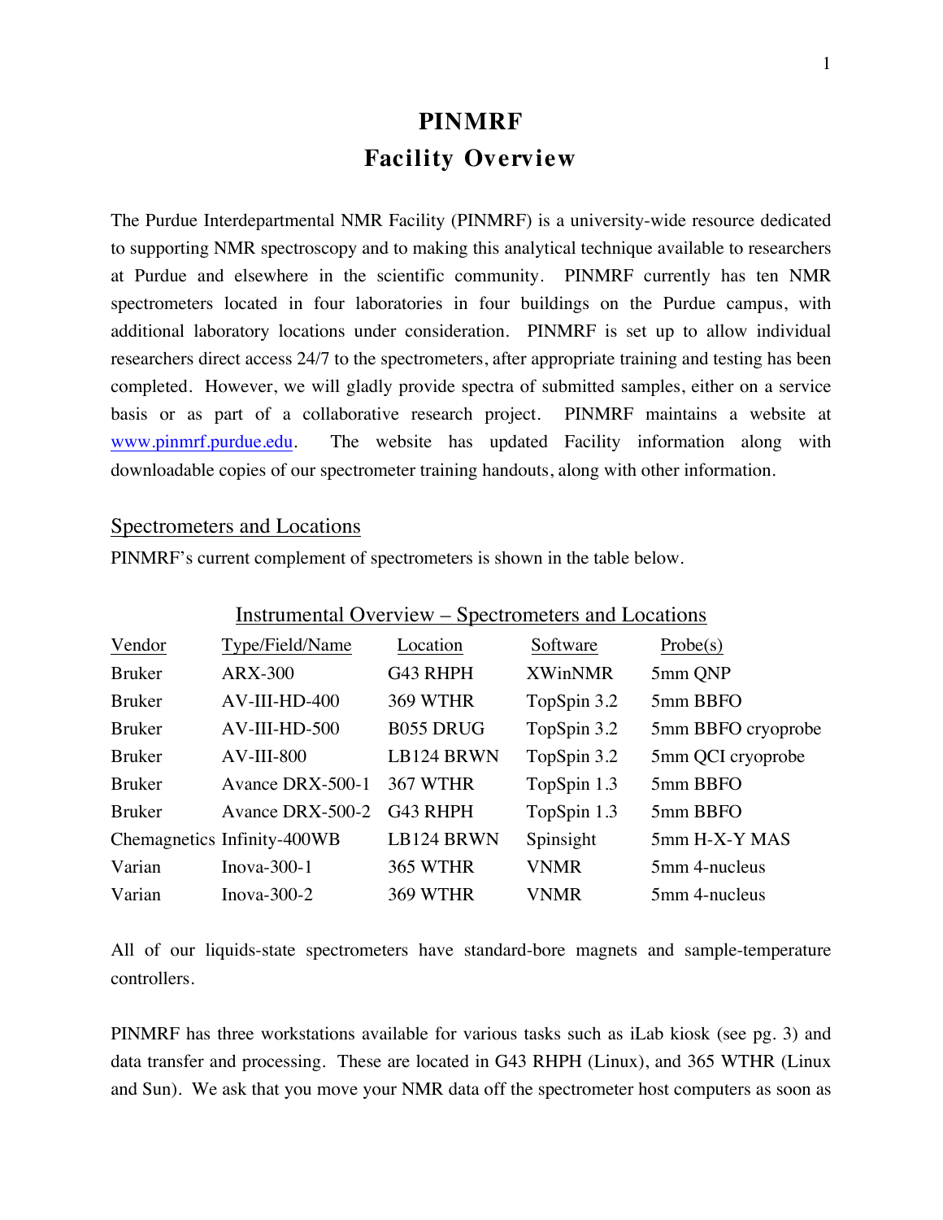# PINMRF
# Facility Overview

The Purdue Interdepartmental NMR Facility (PINMRF) is a university-wide resource dedicated to supporting NMR spectroscopy and to making this analytical technique available to researchers at Purdue and elsewhere in the scientific community. PINMRF currently has ten NMR spectrometers located in four laboratories in four buildings on the Purdue campus, with additional laboratory locations under consideration. PINMRF is set up to allow individual researchers direct access 24/7 to the spectrometers, after appropriate training and testing has been completed. However, we will gladly provide spectra of submitted samples, either on a service basis or as part of a collaborative research project. PINMRF maintains a website at [www.pinmrf.purdue.edu](www.pinmrf.purdue.edu). The website has updated Facility information along with downloadable copies of our spectrometer training handouts, along with other information.

## Spectrometers and Locations

PINMRF's current complement of spectrometers is shown in the table below.

Instrumental Overview – Spectrometers and Locations

| Vendor | Type/Field/Name | Location | Software | Probe(s) |
|---|---|---|---|---|
| Bruker | ARX-300 | G43 RHPH | XWinNMR | 5mm QNP |
| Bruker | AV-III-HD-400 | 369 WTHR | TopSpin 3.2 | 5mm BBFO |
| Bruker | AV-III-HD-500 | B055 DRUG | TopSpin 3.2 | 5mm BBFO cryoprobe |
| Bruker | AV-III-800 | LB124 BRWN | TopSpin 3.2 | 5mm QCI cryoprobe |
| Bruker | Avance DRX-500-1 | 367 WTHR | TopSpin 1.3 | 5mm BBFO |
| Bruker | Avance DRX-500-2 | G43 RHPH | TopSpin 1.3 | 5mm BBFO |
| Chemagnetics | Infinity-400WB | LB124 BRWN | Spinsight | 5mm H-X-Y MAS |
| Varian | Inova-300-1 | 365 WTHR | VNMR | 5mm 4-nucleus |
| Varian | Inova-300-2 | 369 WTHR | VNMR | 5mm 4-nucleus |

All of our liquids-state spectrometers have standard-bore magnets and sample-temperature controllers.

PINMRF has three workstations available for various tasks such as iLab kiosk (see pg. 3) and data transfer and processing. These are located in G43 RHPH (Linux), and 365 WTHR (Linux and Sun). We ask that you move your NMR data off the spectrometer host computers as soon as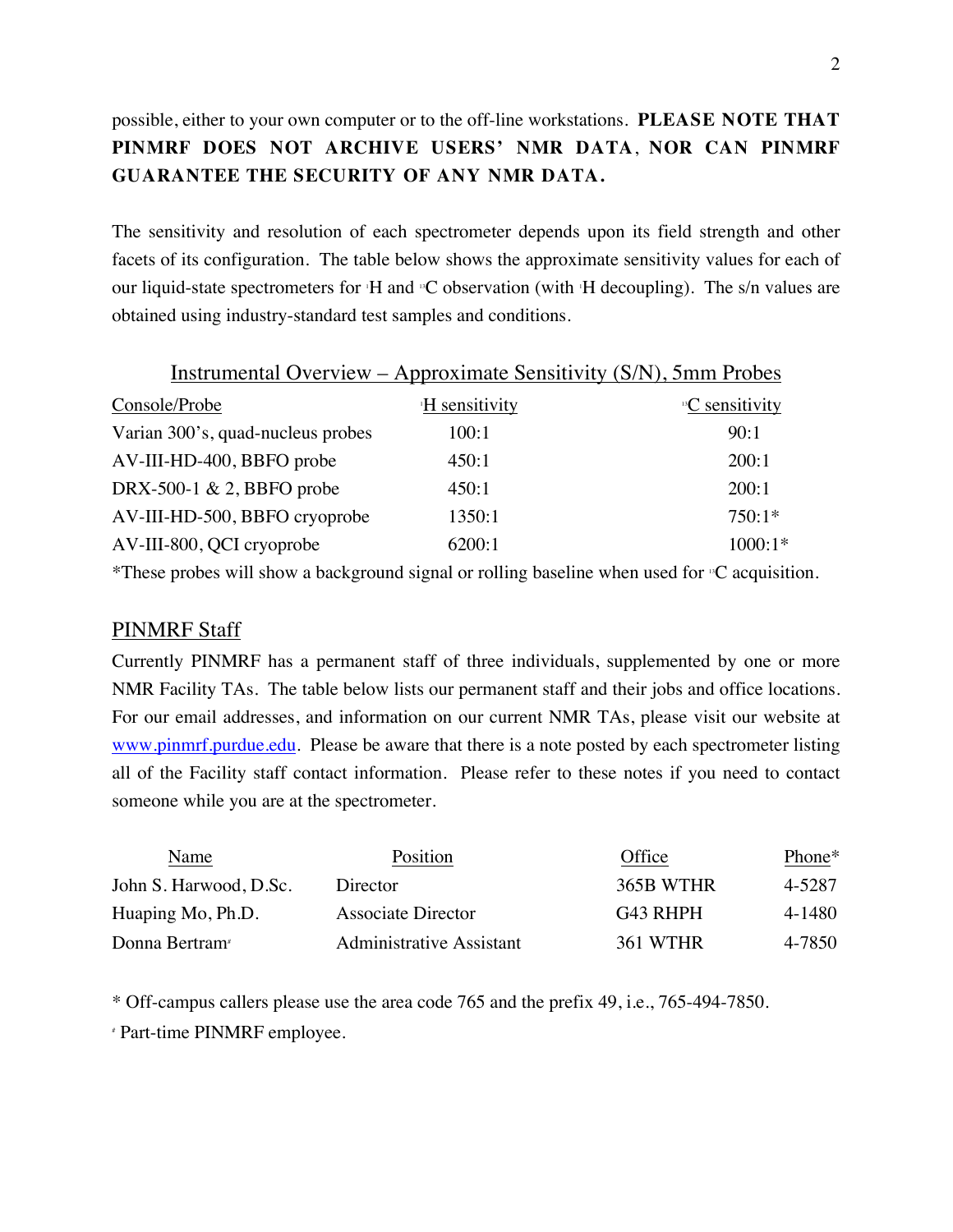possible, either to your own computer or to the off-line workstations. **PLEASE NOTE THAT PINMRF DOES NOT ARCHIVE USERS' NMR DATA, NOR CAN PINMRF GUARANTEE THE SECURITY OF ANY NMR DATA.**

The sensitivity and resolution of each spectrometer depends upon its field strength and other facets of its configuration. The table below shows the approximate sensitivity values for each of our liquid-state spectrometers for $^{1}H$ and $^{13}C$ observation (with $^{1}H$ decoupling). The s/n values are obtained using industry-standard test samples and conditions.

Instrumental Overview – Approximate Sensitivity (S/N), 5mm Probes

| Console/Probe | $^{1}H$ sensitivity | $^{13}C$ sensitivity |
|---|---|---|
| Varian 300's, quad-nucleus probes | 100:1 | 90:1 |
| AV-III-HD-400, BBFO probe | 450:1 | 200:1 |
| DRX-500-1 & 2, BBFO probe | 450:1 | 200:1 |
| AV-III-HD-500, BBFO cryoprobe | 1350:1 | 750:1* |
| AV-III-800, QCI cryoprobe | 6200:1 | 1000:1* |

*These probes will show a background signal or rolling baseline when used for $^{13}C$ acquisition.

## PINMRF Staff

Currently PINMRF has a permanent staff of three individuals, supplemented by one or more NMR Facility TAs. The table below lists our permanent staff and their jobs and office locations. For our email addresses, and information on our current NMR TAs, please visit our website at www.pinmrf.purdue.edu. Please be aware that there is a note posted by each spectrometer listing all of the Facility staff contact information. Please refer to these notes if you need to contact someone while you are at the spectrometer.

| Name | Position | Office | Phone* |
|---|---|---|---|
| John S. Harwood, D.Sc. | Director | 365B WTHR | 4-5287 |
| Huaping Mo, Ph.D. | Associate Director | G43 RHPH | 4-1480 |
| Donna Bertram# | Administrative Assistant | 361 WTHR | 4-7850 |

* Off-campus callers please use the area code 765 and the prefix 49, i.e., 765-494-7850.

# Part-time PINMRF employee.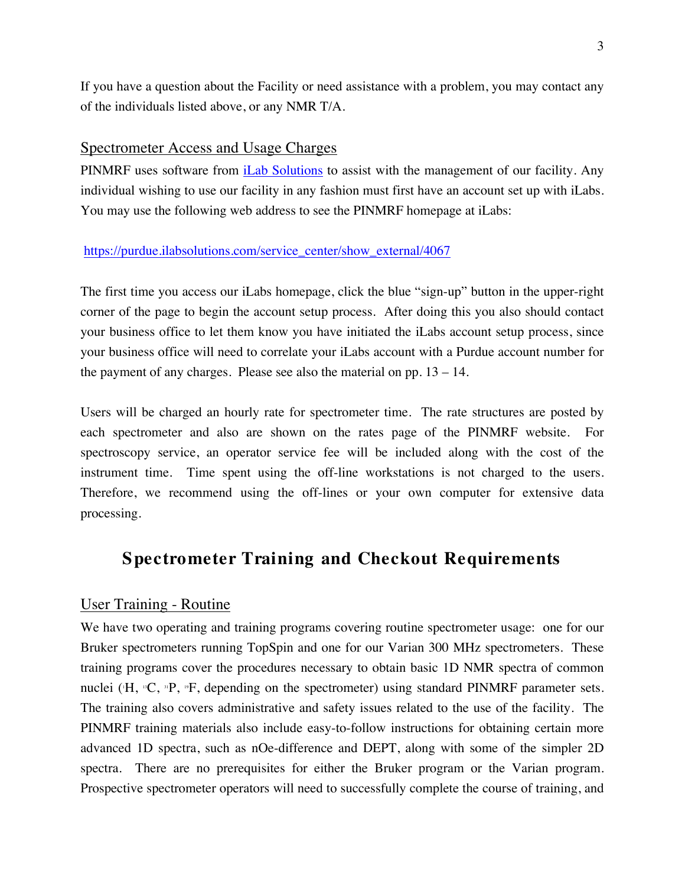If you have a question about the Facility or need assistance with a problem, you may contact any of the individuals listed above, or any NMR T/A.

## Spectrometer Access and Usage Charges

PINMRF uses software from iLab Solutions to assist with the management of our facility. Any individual wishing to use our facility in any fashion must first have an account set up with iLabs. You may use the following web address to see the PINMRF homepage at iLabs:

https://purdue.ilabsolutions.com/service_center/show_external/4067

The first time you access our iLabs homepage, click the blue "sign-up" button in the upper-right corner of the page to begin the account setup process. After doing this you also should contact your business office to let them know you have initiated the iLabs account setup process, since your business office will need to correlate your iLabs account with a Purdue account number for the payment of any charges. Please see also the material on pp. 13 – 14.

Users will be charged an hourly rate for spectrometer time. The rate structures are posted by each spectrometer and also are shown on the rates page of the PINMRF website. For spectroscopy service, an operator service fee will be included along with the cost of the instrument time. Time spent using the off-line workstations is not charged to the users. Therefore, we recommend using the off-lines or your own computer for extensive data processing.

# Spectrometer Training and Checkout Requirements

## User Training - Routine

We have two operating and training programs covering routine spectrometer usage: one for our Bruker spectrometers running TopSpin and one for our Varian 300 MHz spectrometers. These training programs cover the procedures necessary to obtain basic 1D NMR spectra of common nuclei ($^{1}H$, $^{13}C$, $^{31}P$, $^{19}F$, depending on the spectrometer) using standard PINMRF parameter sets. The training also covers administrative and safety issues related to the use of the facility. The PINMRF training materials also include easy-to-follow instructions for obtaining certain more advanced 1D spectra, such as nOe-difference and DEPT, along with some of the simpler 2D spectra. There are no prerequisites for either the Bruker program or the Varian program. Prospective spectrometer operators will need to successfully complete the course of training, and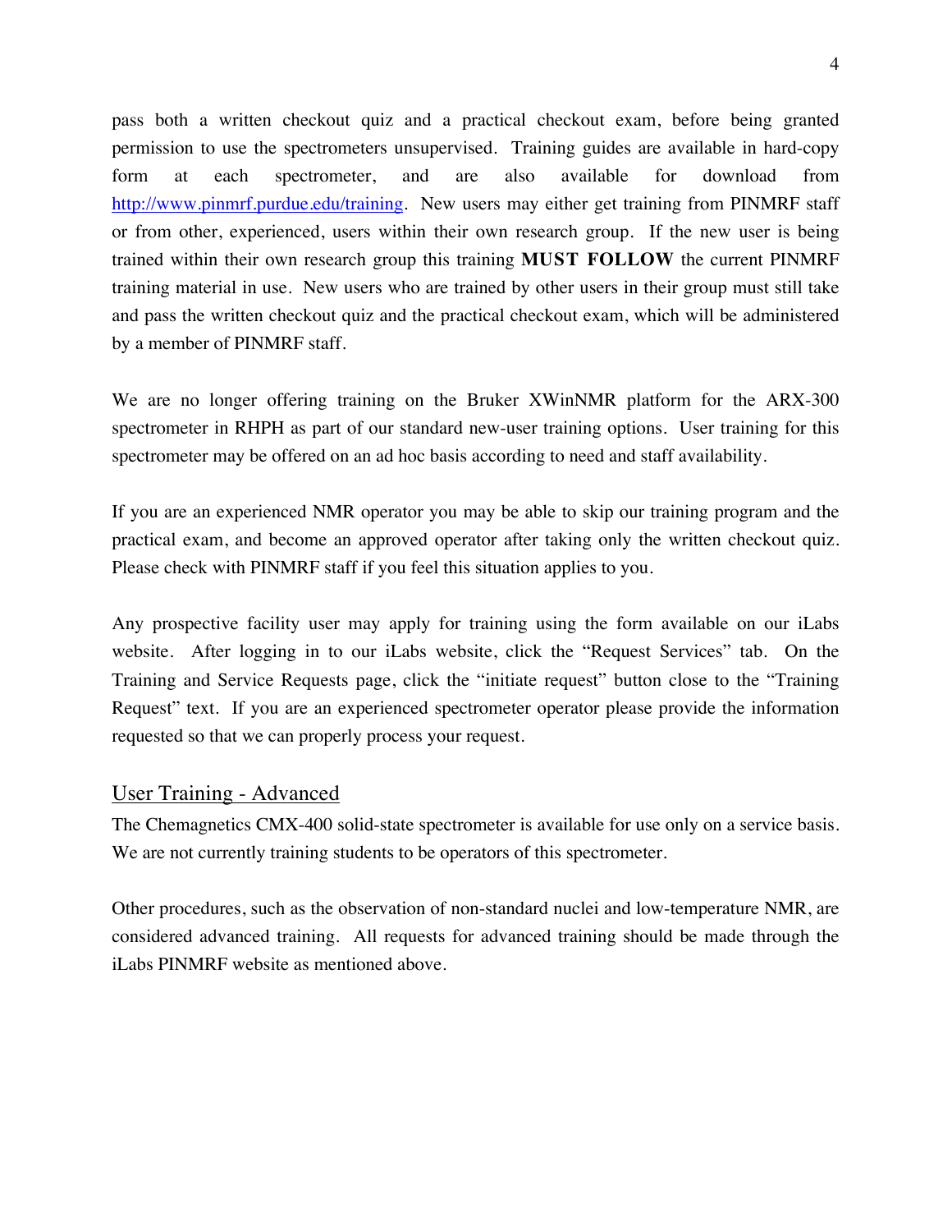pass both a written checkout quiz and a practical checkout exam, before being granted permission to use the spectrometers unsupervised. Training guides are available in hard-copy form at each spectrometer, and are also available for download from [http://www.pinmrf.purdue.edu/training](http://www.pinmrf.purdue.edu/training). New users may either get training from PINMRF staff or from other, experienced, users within their own research group. If the new user is being trained within their own research group this training **MUST FOLLOW** the current PINMRF training material in use. New users who are trained by other users in their group must still take and pass the written checkout quiz and the practical checkout exam, which will be administered by a member of PINMRF staff.

We are no longer offering training on the Bruker XWinNMR platform for the ARX-300 spectrometer in RHPH as part of our standard new-user training options. User training for this spectrometer may be offered on an ad hoc basis according to need and staff availability.

If you are an experienced NMR operator you may be able to skip our training program and the practical exam, and become an approved operator after taking only the written checkout quiz. Please check with PINMRF staff if you feel this situation applies to you.

Any prospective facility user may apply for training using the form available on our iLabs website. After logging in to our iLabs website, click the "Request Services" tab. On the Training and Service Requests page, click the "initiate request" button close to the "Training Request" text. If you are an experienced spectrometer operator please provide the information requested so that we can properly process your request.

## User Training - Advanced

The Chemagnetics CMX-400 solid-state spectrometer is available for use only on a service basis. We are not currently training students to be operators of this spectrometer.

Other procedures, such as the observation of non-standard nuclei and low-temperature NMR, are considered advanced training. All requests for advanced training should be made through the iLabs PINMRF website as mentioned above.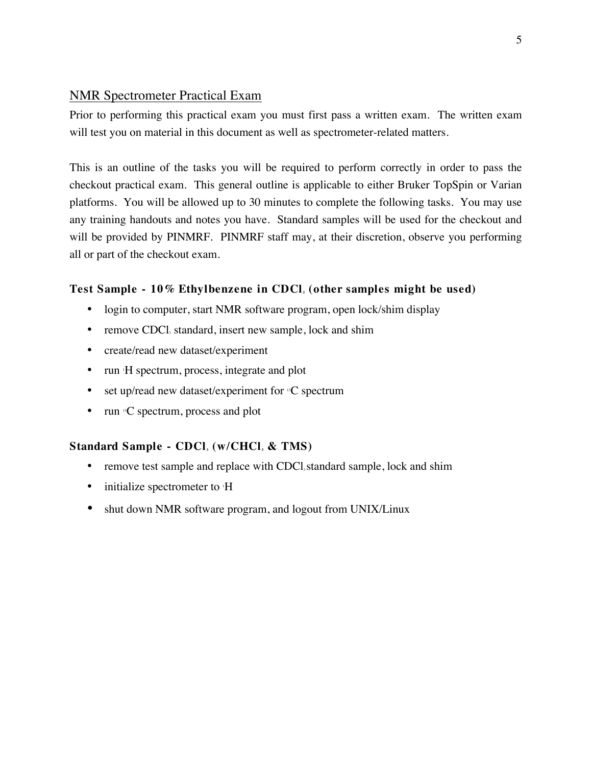## NMR Spectrometer Practical Exam

Prior to performing this practical exam you must first pass a written exam. The written exam will test you on material in this document as well as spectrometer-related matters.

This is an outline of the tasks you will be required to perform correctly in order to pass the checkout practical exam. This general outline is applicable to either Bruker TopSpin or Varian platforms. You will be allowed up to 30 minutes to complete the following tasks. You may use any training handouts and notes you have. Standard samples will be used for the checkout and will be provided by PINMRF. PINMRF staff may, at their discretion, observe you performing all or part of the checkout exam.

### Test Sample - 10% Ethylbenzene in $CDCl_3$ (other samples might be used)

- login to computer, start NMR software program, open lock/shim display
- remove $CDCl_3$ standard, insert new sample, lock and shim
- create/read new dataset/experiment
- run $^{1}H$ spectrum, process, integrate and plot
- set up/read new dataset/experiment for $^{13}C$ spectrum
- run $^{13}C$ spectrum, process and plot

### Standard Sample - $CDCl_3$ (w/$CHCl_3$ & TMS)

- remove test sample and replace with $CDCl_3$ standard sample, lock and shim
- initialize spectrometer to $^{1}H$
- shut down NMR software program, and logout from UNIX/Linux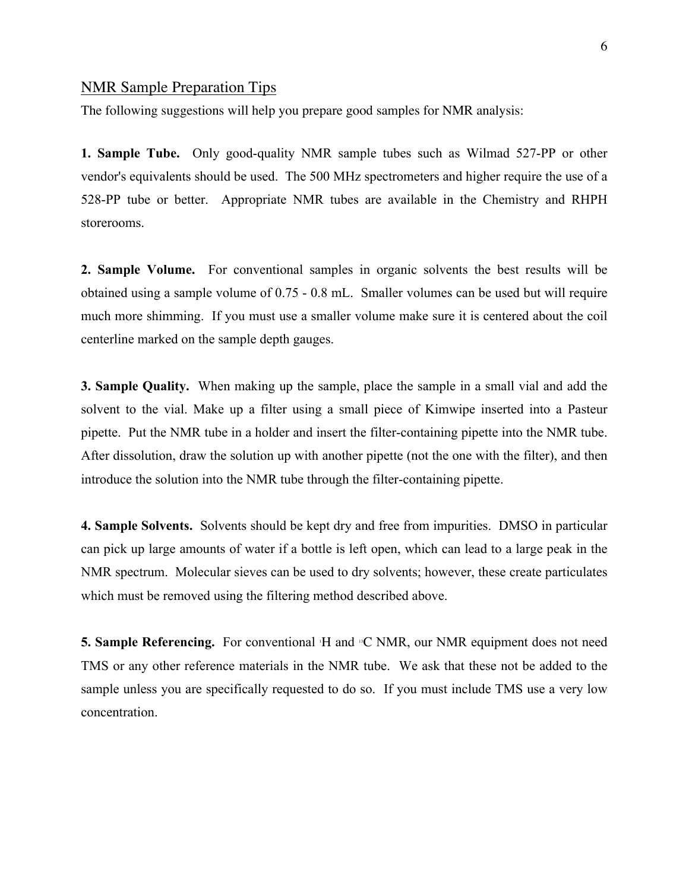## NMR Sample Preparation Tips

The following suggestions will help you prepare good samples for NMR analysis:

**1. Sample Tube.** Only good-quality NMR sample tubes such as Wilmad 527-PP or other vendor's equivalents should be used. The 500 MHz spectrometers and higher require the use of a 528-PP tube or better. Appropriate NMR tubes are available in the Chemistry and RHPH storerooms.

**2. Sample Volume.** For conventional samples in organic solvents the best results will be obtained using a sample volume of 0.75 - 0.8 mL. Smaller volumes can be used but will require much more shimming. If you must use a smaller volume make sure it is centered about the coil centerline marked on the sample depth gauges.

**3. Sample Quality.** When making up the sample, place the sample in a small vial and add the solvent to the vial. Make up a filter using a small piece of Kimwipe inserted into a Pasteur pipette. Put the NMR tube in a holder and insert the filter-containing pipette into the NMR tube. After dissolution, draw the solution up with another pipette (not the one with the filter), and then introduce the solution into the NMR tube through the filter-containing pipette.

**4. Sample Solvents.** Solvents should be kept dry and free from impurities. DMSO in particular can pick up large amounts of water if a bottle is left open, which can lead to a large peak in the NMR spectrum. Molecular sieves can be used to dry solvents; however, these create particulates which must be removed using the filtering method described above.

**5. Sample Referencing.** For conventional $^{1}H$ and $^{13}C$ NMR, our NMR equipment does not need TMS or any other reference materials in the NMR tube. We ask that these not be added to the sample unless you are specifically requested to do so. If you must include TMS use a very low concentration.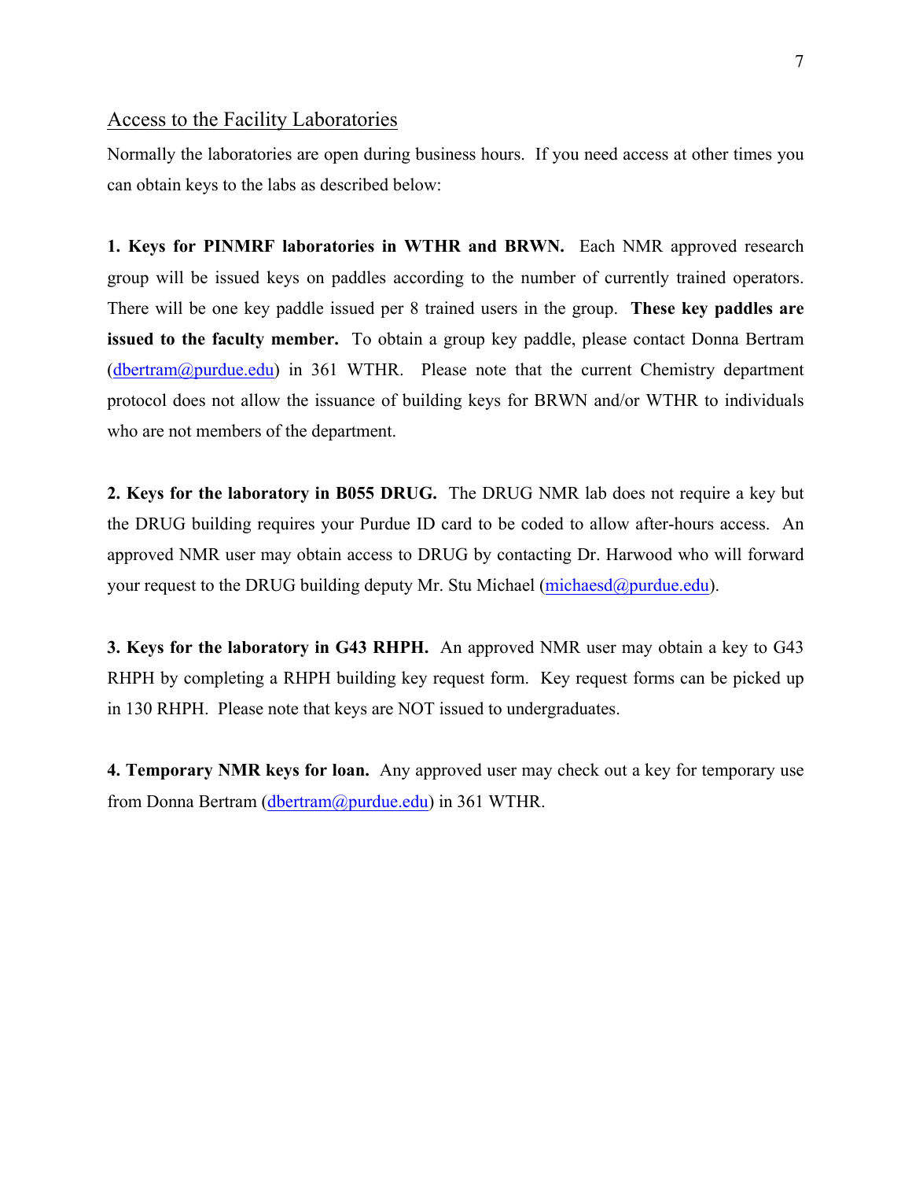## Access to the Facility Laboratories

Normally the laboratories are open during business hours. If you need access at other times you can obtain keys to the labs as described below:

**1. Keys for PINMRF laboratories in WTHR and BRWN.** Each NMR approved research group will be issued keys on paddles according to the number of currently trained operators. There will be one key paddle issued per 8 trained users in the group. **These key paddles are issued to the faculty member.** To obtain a group key paddle, please contact Donna Bertram (dbertram@purdue.edu) in 361 WTHR. Please note that the current Chemistry department protocol does not allow the issuance of building keys for BRWN and/or WTHR to individuals who are not members of the department.

**2. Keys for the laboratory in B055 DRUG.** The DRUG NMR lab does not require a key but the DRUG building requires your Purdue ID card to be coded to allow after-hours access. An approved NMR user may obtain access to DRUG by contacting Dr. Harwood who will forward your request to the DRUG building deputy Mr. Stu Michael (michaesd@purdue.edu).

**3. Keys for the laboratory in G43 RHPH.** An approved NMR user may obtain a key to G43 RHPH by completing a RHPH building key request form. Key request forms can be picked up in 130 RHPH. Please note that keys are NOT issued to undergraduates.

**4. Temporary NMR keys for loan.** Any approved user may check out a key for temporary use from Donna Bertram (dbertram@purdue.edu) in 361 WTHR.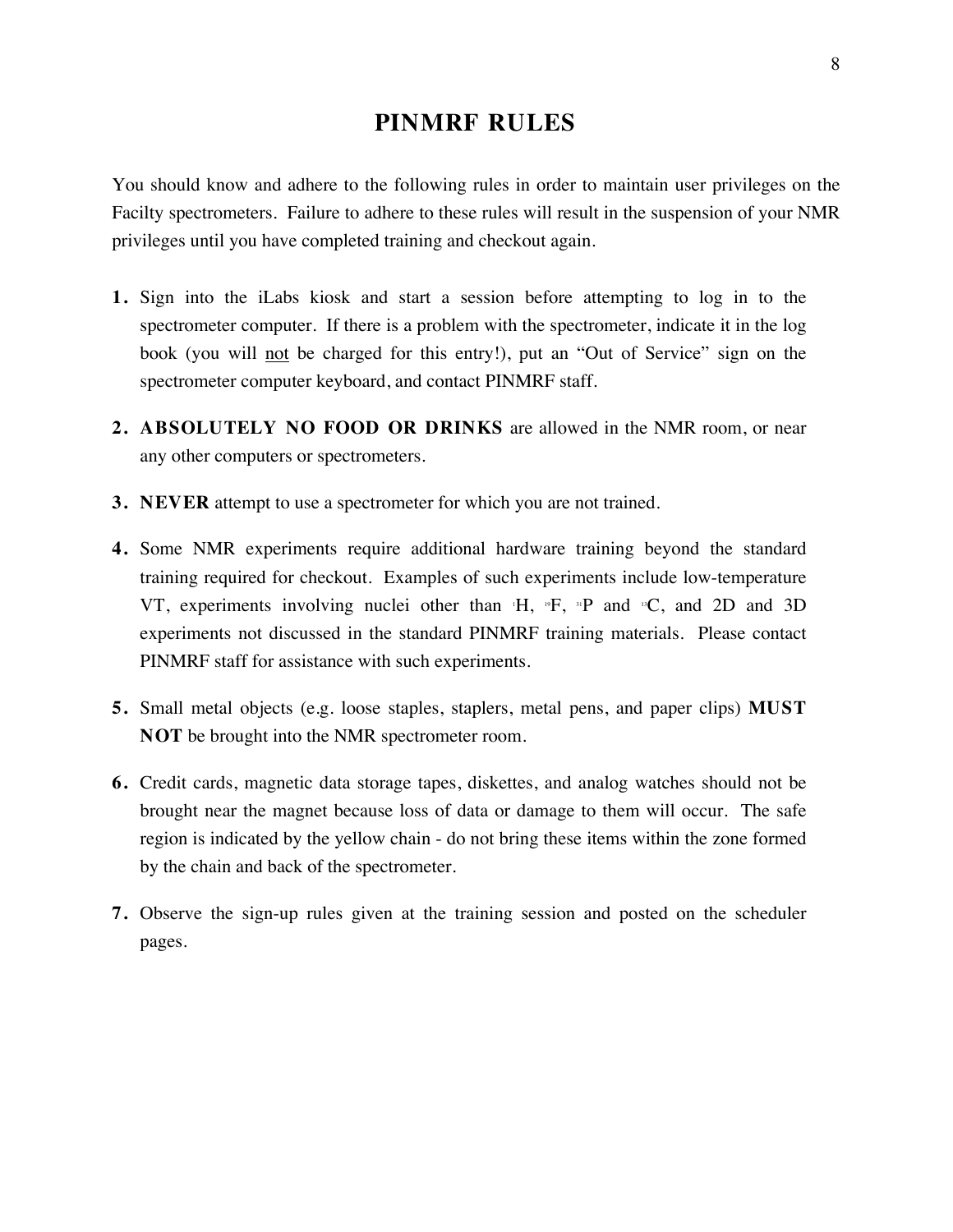# PINMRF RULES

You should know and adhere to the following rules in order to maintain user privileges on the Facilty spectrometers. Failure to adhere to these rules will result in the suspension of your NMR privileges until you have completed training and checkout again.

1. Sign into the iLabs kiosk and start a session before attempting to log in to the spectrometer computer. If there is a problem with the spectrometer, indicate it in the log book (you will <u>not</u> be charged for this entry!), put an "Out of Service" sign on the spectrometer computer keyboard, and contact PINMRF staff.
2. **ABSOLUTELY NO FOOD OR DRINKS** are allowed in the NMR room, or near any other computers or spectrometers.
3. **NEVER** attempt to use a spectrometer for which you are not trained.
4. Some NMR experiments require additional hardware training beyond the standard training required for checkout. Examples of such experiments include low-temperature VT, experiments involving nuclei other than $^{1}H$, $^{19}F$, $^{31}P$ and $^{13}C$, and 2D and 3D experiments not discussed in the standard PINMRF training materials. Please contact PINMRF staff for assistance with such experiments.
5. Small metal objects (e.g. loose staples, staplers, metal pens, and paper clips) **MUST NOT** be brought into the NMR spectrometer room.
6. Credit cards, magnetic data storage tapes, diskettes, and analog watches should not be brought near the magnet because loss of data or damage to them will occur. The safe region is indicated by the yellow chain - do not bring these items within the zone formed by the chain and back of the spectrometer.
7. Observe the sign-up rules given at the training session and posted on the scheduler pages.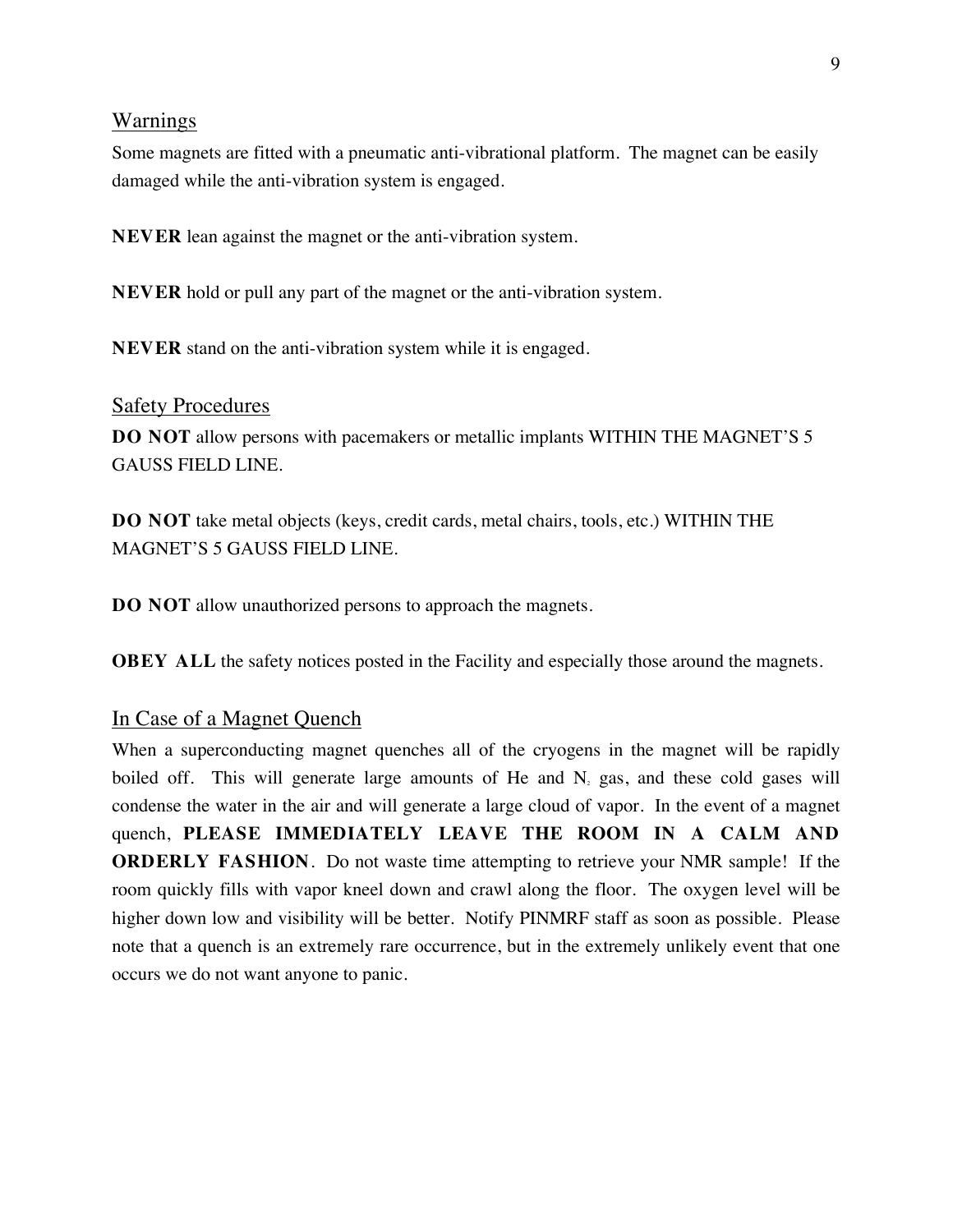## Warnings

Some magnets are fitted with a pneumatic anti-vibrational platform. The magnet can be easily damaged while the anti-vibration system is engaged.

**NEVER** lean against the magnet or the anti-vibration system.

**NEVER** hold or pull any part of the magnet or the anti-vibration system.

**NEVER** stand on the anti-vibration system while it is engaged.

## Safety Procedures

**DO NOT** allow persons with pacemakers or metallic implants WITHIN THE MAGNET'S 5 GAUSS FIELD LINE.

**DO NOT** take metal objects (keys, credit cards, metal chairs, tools, etc.) WITHIN THE MAGNET'S 5 GAUSS FIELD LINE.

**DO NOT** allow unauthorized persons to approach the magnets.

**OBEY ALL** the safety notices posted in the Facility and especially those around the magnets.

## In Case of a Magnet Quench

When a superconducting magnet quenches all of the cryogens in the magnet will be rapidly boiled off. This will generate large amounts of He and $N_2$ gas, and these cold gases will condense the water in the air and will generate a large cloud of vapor. In the event of a magnet quench, **PLEASE IMMEDIATELY LEAVE THE ROOM IN A CALM AND ORDERLY FASHION**. Do not waste time attempting to retrieve your NMR sample! If the room quickly fills with vapor kneel down and crawl along the floor. The oxygen level will be higher down low and visibility will be better. Notify PINMRF staff as soon as possible. Please note that a quench is an extremely rare occurrence, but in the extremely unlikely event that one occurs we do not want anyone to panic.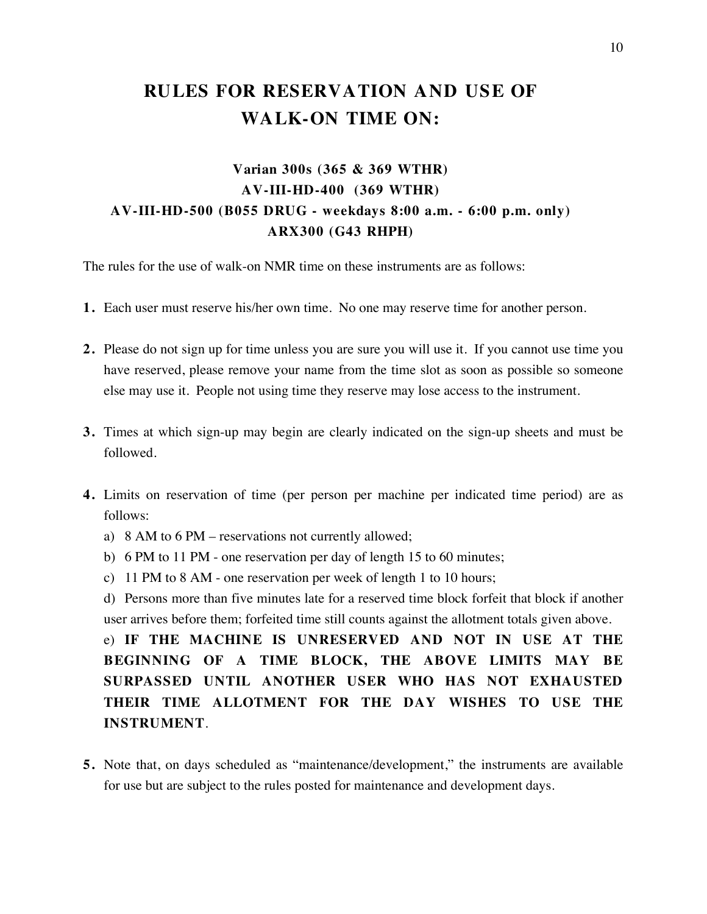# RULES FOR RESERVATION AND USE OF WALK-ON TIME ON:

### Varian 300s (365 & 369 WTHR)
### AV-III-HD-400 (369 WTHR)
### AV-III-HD-500 (B055 DRUG - weekdays 8:00 a.m. - 6:00 p.m. only)
### ARX300 (G43 RHPH)

The rules for the use of walk-on NMR time on these instruments are as follows:

**1.** Each user must reserve his/her own time. No one may reserve time for another person.

**2.** Please do not sign up for time unless you are sure you will use it. If you cannot use time you have reserved, please remove your name from the time slot as soon as possible so someone else may use it. People not using time they reserve may lose access to the instrument.

**3.** Times at which sign-up may begin are clearly indicated on the sign-up sheets and must be followed.

**4.** Limits on reservation of time (per person per machine per indicated time period) are as follows:

a) 8 AM to 6 PM – reservations not currently allowed;

b) 6 PM to 11 PM - one reservation per day of length 15 to 60 minutes;

c) 11 PM to 8 AM - one reservation per week of length 1 to 10 hours;

d) Persons more than five minutes late for a reserved time block forfeit that block if another user arrives before them; forfeited time still counts against the allotment totals given above.

e) **IF THE MACHINE IS UNRESERVED AND NOT IN USE AT THE BEGINNING OF A TIME BLOCK, THE ABOVE LIMITS MAY BE SURPASSED UNTIL ANOTHER USER WHO HAS NOT EXHAUSTED THEIR TIME ALLOTMENT FOR THE DAY WISHES TO USE THE INSTRUMENT**.

**5.** Note that, on days scheduled as "maintenance/development," the instruments are available for use but are subject to the rules posted for maintenance and development days.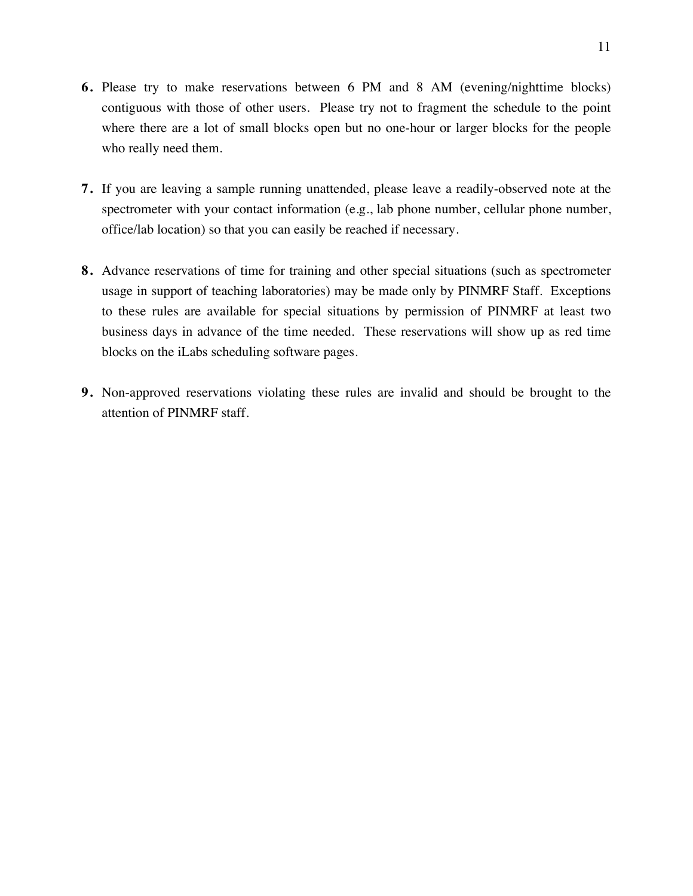6. Please try to make reservations between 6 PM and 8 AM (evening/nighttime blocks) contiguous with those of other users. Please try not to fragment the schedule to the point where there are a lot of small blocks open but no one-hour or larger blocks for the people who really need them.

7. If you are leaving a sample running unattended, please leave a readily-observed note at the spectrometer with your contact information (e.g., lab phone number, cellular phone number, office/lab location) so that you can easily be reached if necessary.

8. Advance reservations of time for training and other special situations (such as spectrometer usage in support of teaching laboratories) may be made only by PINMRF Staff. Exceptions to these rules are available for special situations by permission of PINMRF at least two business days in advance of the time needed. These reservations will show up as red time blocks on the iLabs scheduling software pages.

9. Non-approved reservations violating these rules are invalid and should be brought to the attention of PINMRF staff.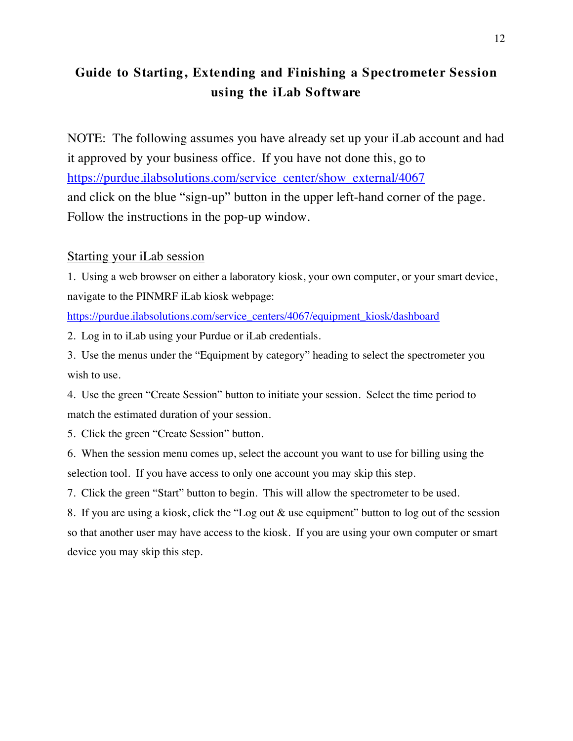# Guide to Starting, Extending and Finishing a Spectrometer Session using the iLab Software

NOTE: The following assumes you have already set up your iLab account and had it approved by your business office. If you have not done this, go to https://purdue.ilabsolutions.com/service_center/show_external/4067 and click on the blue "sign-up" button in the upper left-hand corner of the page. Follow the instructions in the pop-up window.

## Starting your iLab session

1. Using a web browser on either a laboratory kiosk, your own computer, or your smart device, navigate to the PINMRF iLab kiosk webpage: https://purdue.ilabsolutions.com/service_centers/4067/equipment_kiosk/dashboard
2. Log in to iLab using your Purdue or iLab credentials.
3. Use the menus under the "Equipment by category" heading to select the spectrometer you wish to use.
4. Use the green "Create Session" button to initiate your session. Select the time period to match the estimated duration of your session.
5. Click the green "Create Session" button.
6. When the session menu comes up, select the account you want to use for billing using the selection tool. If you have access to only one account you may skip this step.
7. Click the green "Start" button to begin. This will allow the spectrometer to be used.
8. If you are using a kiosk, click the "Log out & use equipment" button to log out of the session so that another user may have access to the kiosk. If you are using your own computer or smart device you may skip this step.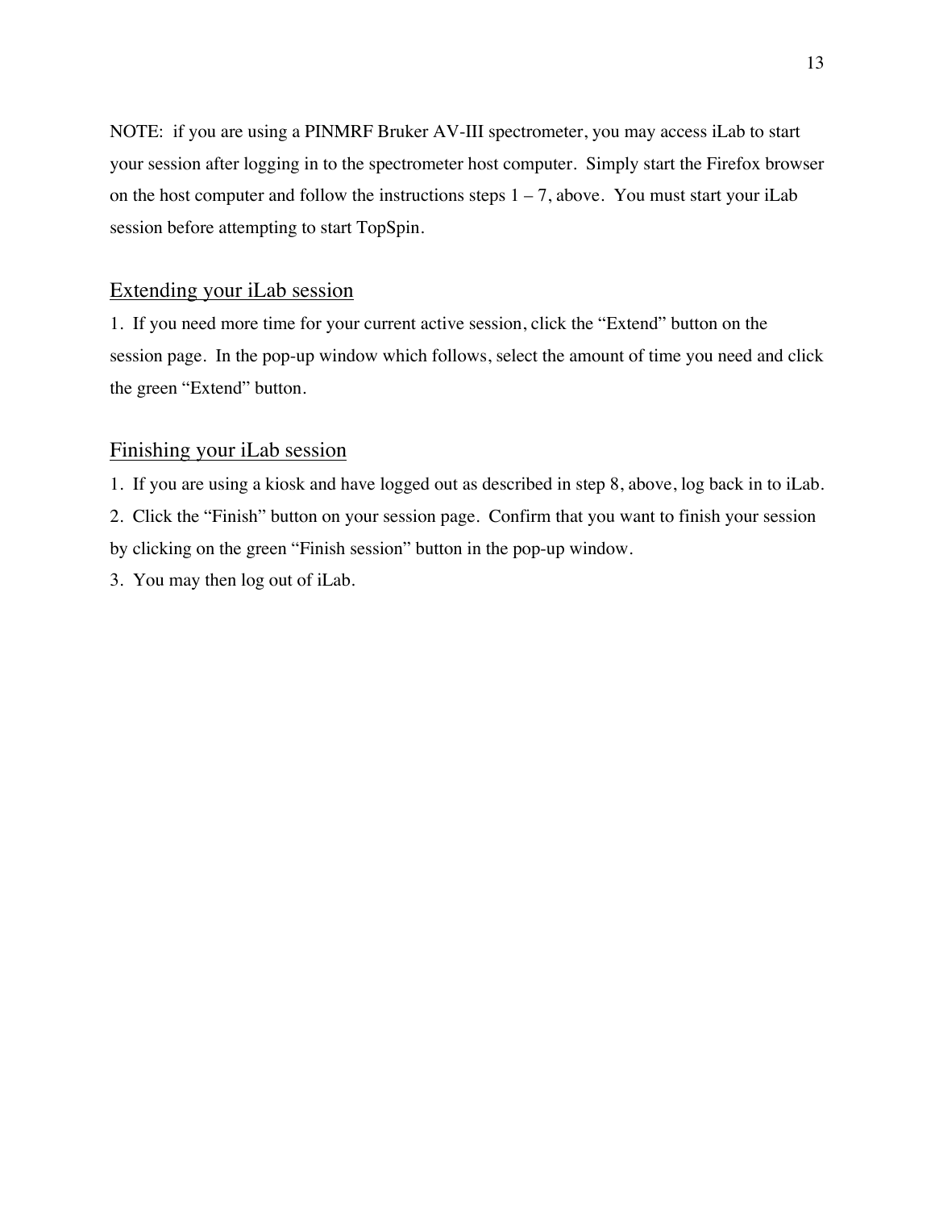NOTE: if you are using a PINMRF Bruker AV-III spectrometer, you may access iLab to start your session after logging in to the spectrometer host computer. Simply start the Firefox browser on the host computer and follow the instructions steps 1 – 7, above. You must start your iLab session before attempting to start TopSpin.

## Extending your iLab session

1. If you need more time for your current active session, click the "Extend" button on the session page. In the pop-up window which follows, select the amount of time you need and click the green "Extend" button.

## Finishing your iLab session

1. If you are using a kiosk and have logged out as described in step 8, above, log back in to iLab.
2. Click the "Finish" button on your session page. Confirm that you want to finish your session by clicking on the green "Finish session" button in the pop-up window.
3. You may then log out of iLab.